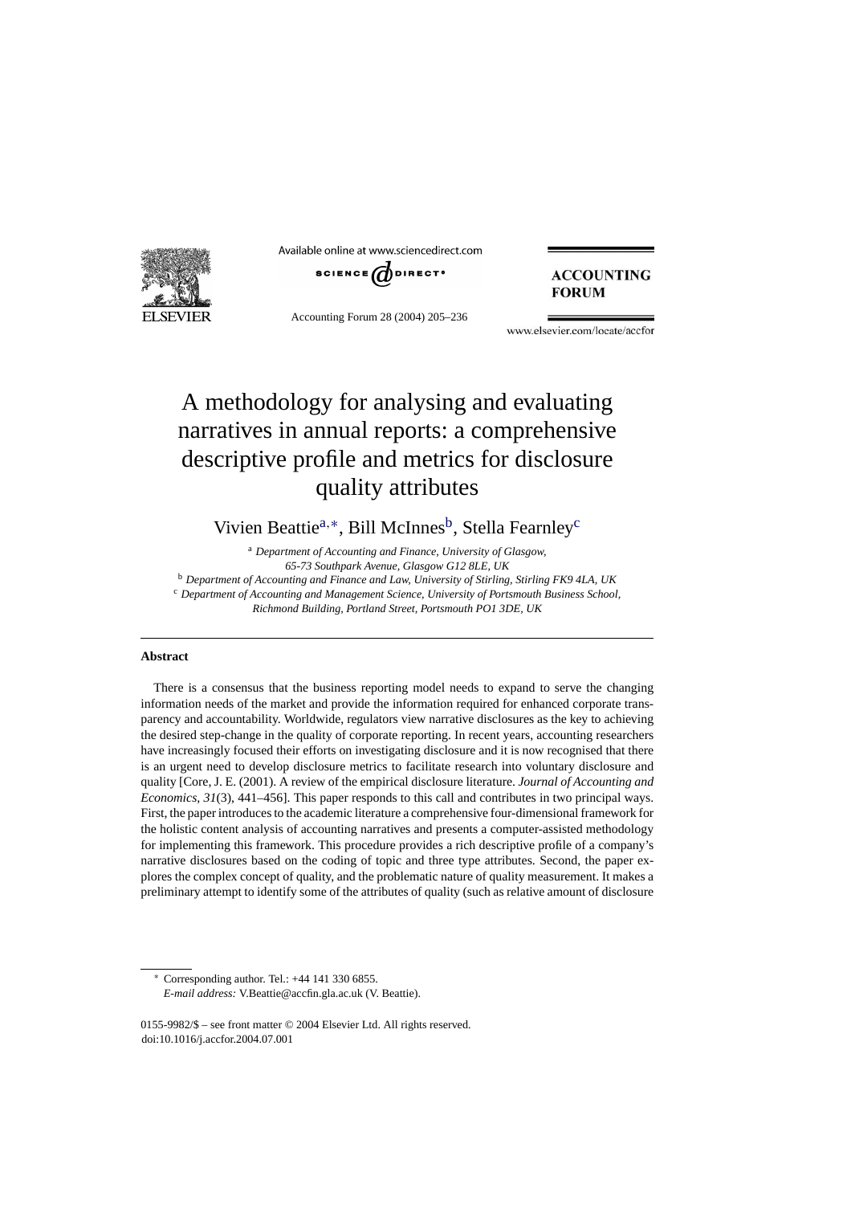# A methodology for analysing and evaluating narratives in annual reports: a comprehensive descriptive profile and metrics for disclosure quality attributes

Vivien Beattie[a,*], Bill McInnes[b], Stella Fearnley[c]

[a] *Department of Accounting and Finance, University of Glasgow, 65-73 Southpark Avenue, Glasgow G12 8LE, UK*

[b] *Department of Accounting and Finance and Law, University of Stirling, Stirling FK9 4LA, UK*

[c] *Department of Accounting and Management Science, University of Portsmouth Business School, Richmond Building, Portland Street, Portsmouth PO1 3DE, UK*

## Abstract

There is a consensus that the business reporting model needs to expand to serve the changing information needs of the market and provide the information required for enhanced corporate transparency and accountability. Worldwide, regulators view narrative disclosures as the key to achieving the desired step-change in the quality of corporate reporting. In recent years, accounting researchers have increasingly focused their efforts on investigating disclosure and it is now recognised that there is an urgent need to develop disclosure metrics to facilitate research into voluntary disclosure and quality [Core, J. E. (2001). A review of the empirical disclosure literature. *Journal of Accounting and Economics*, *31*(3), 441–456]. This paper responds to this call and contributes in two principal ways. First, the paper introduces to the academic literature a comprehensive four-dimensional framework for the holistic content analysis of accounting narratives and presents a computer-assisted methodology for implementing this framework. This procedure provides a rich descriptive profile of a company's narrative disclosures based on the coding of topic and three type attributes. Second, the paper explores the complex concept of quality, and the problematic nature of quality measurement. It makes a preliminary attempt to identify some of the attributes of quality (such as relative amount of disclosure

---

* Corresponding author. Tel.: +44 141 330 6855.
*E-mail address:* V.Beattie@accfin.gla.ac.uk (V. Beattie).

0155-9982/$ – see front matter © 2004 Elsevier Ltd. All rights reserved.
doi:10.1016/j.accfor.2004.07.001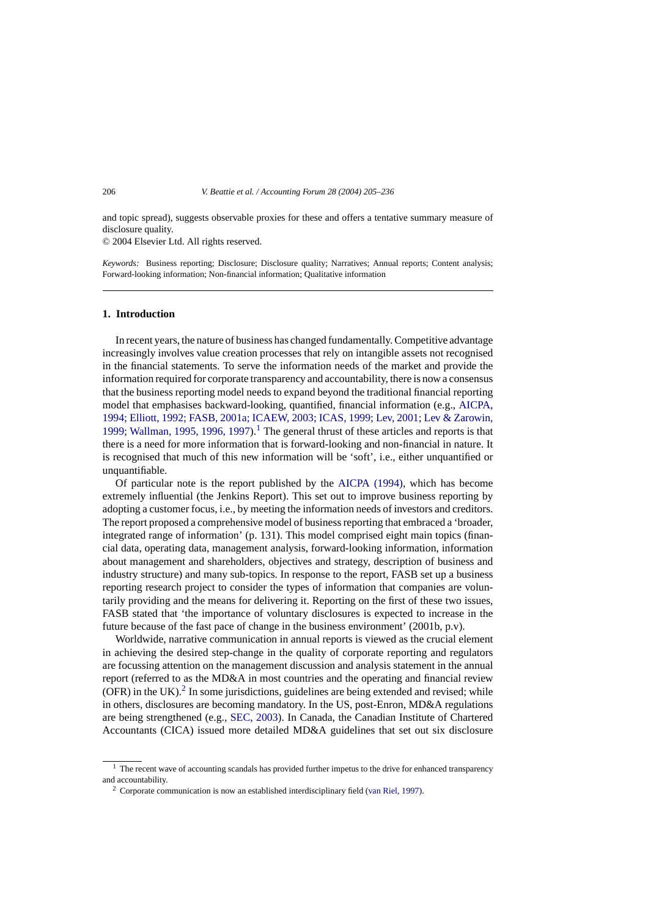and topic spread), suggests observable proxies for these and offers a tentative summary measure of disclosure quality.

© 2004 Elsevier Ltd. All rights reserved.

*Keywords:* Business reporting; Disclosure; Disclosure quality; Narratives; Annual reports; Content analysis; Forward-looking information; Non-financial information; Qualitative information

## 1. Introduction

In recent years, the nature of business has changed fundamentally. Competitive advantage increasingly involves value creation processes that rely on intangible assets not recognised in the financial statements. To serve the information needs of the market and provide the information required for corporate transparency and accountability, there is now a consensus that the business reporting model needs to expand beyond the traditional financial reporting model that emphasises backward-looking, quantified, financial information (e.g., AICPA, 1994; Elliott, 1992; FASB, 2001a; ICAEW, 2003; ICAS, 1999; Lev, 2001; Lev & Zarowin, 1999; Wallman, 1995, 1996, 1997).[1] The general thrust of these articles and reports is that there is a need for more information that is forward-looking and non-financial in nature. It is recognised that much of this new information will be 'soft', i.e., either unquantified or unquantifiable.

Of particular note is the report published by the AICPA (1994), which has become extremely influential (the Jenkins Report). This set out to improve business reporting by adopting a customer focus, i.e., by meeting the information needs of investors and creditors. The report proposed a comprehensive model of business reporting that embraced a 'broader, integrated range of information' (p. 131). This model comprised eight main topics (financial data, operating data, management analysis, forward-looking information, information about management and shareholders, objectives and strategy, description of business and industry structure) and many sub-topics. In response to the report, FASB set up a business reporting research project to consider the types of information that companies are voluntarily providing and the means for delivering it. Reporting on the first of these two issues, FASB stated that 'the importance of voluntary disclosures is expected to increase in the future because of the fast pace of change in the business environment' (2001b, p.v).

Worldwide, narrative communication in annual reports is viewed as the crucial element in achieving the desired step-change in the quality of corporate reporting and regulators are focussing attention on the management discussion and analysis statement in the annual report (referred to as the MD&A in most countries and the operating and financial review (OFR) in the UK).[2] In some jurisdictions, guidelines are being extended and revised; while in others, disclosures are becoming mandatory. In the US, post-Enron, MD&A regulations are being strengthened (e.g., SEC, 2003). In Canada, the Canadian Institute of Chartered Accountants (CICA) issued more detailed MD&A guidelines that set out six disclosure

[1] The recent wave of accounting scandals has provided further impetus to the drive for enhanced transparency and accountability.

[2] Corporate communication is now an established interdisciplinary field (van Riel, 1997).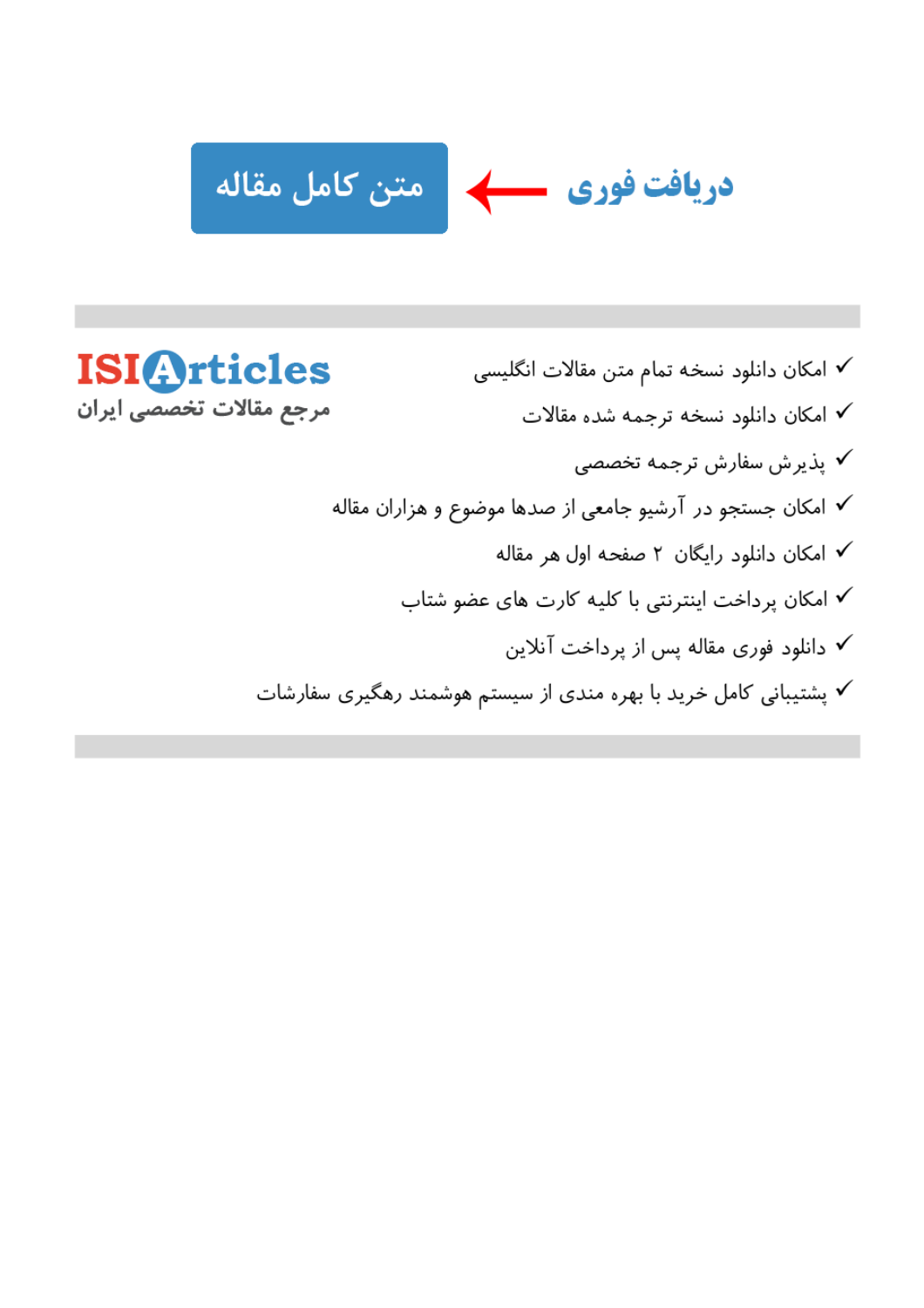دریافت فوری ← **متن کامل مقاله**

**ISIArticles**
مرجع مقالات تخصصی ایران

- ✓ امکان دانلود نسخه تمام متن مقالات انگلیسی
- ✓ امکان دانلود نسخه ترجمه شده مقالات
- ✓ پذیرش سفارش ترجمه تخصصی
- ✓ امکان جستجو در آرشیو جامعی از صدها موضوع و هزاران مقاله
- ✓ امکان دانلود رایگان ۲ صفحه اول هر مقاله
- ✓ امکان پرداخت اینترنتی با کلیه کارت های عضو شتاب
- ✓ دانلود فوری مقاله پس از پرداخت آنلاین
- ✓ پشتیبانی کامل خرید با بهره مندی از سیستم هوشمند رهگیری سفارشات